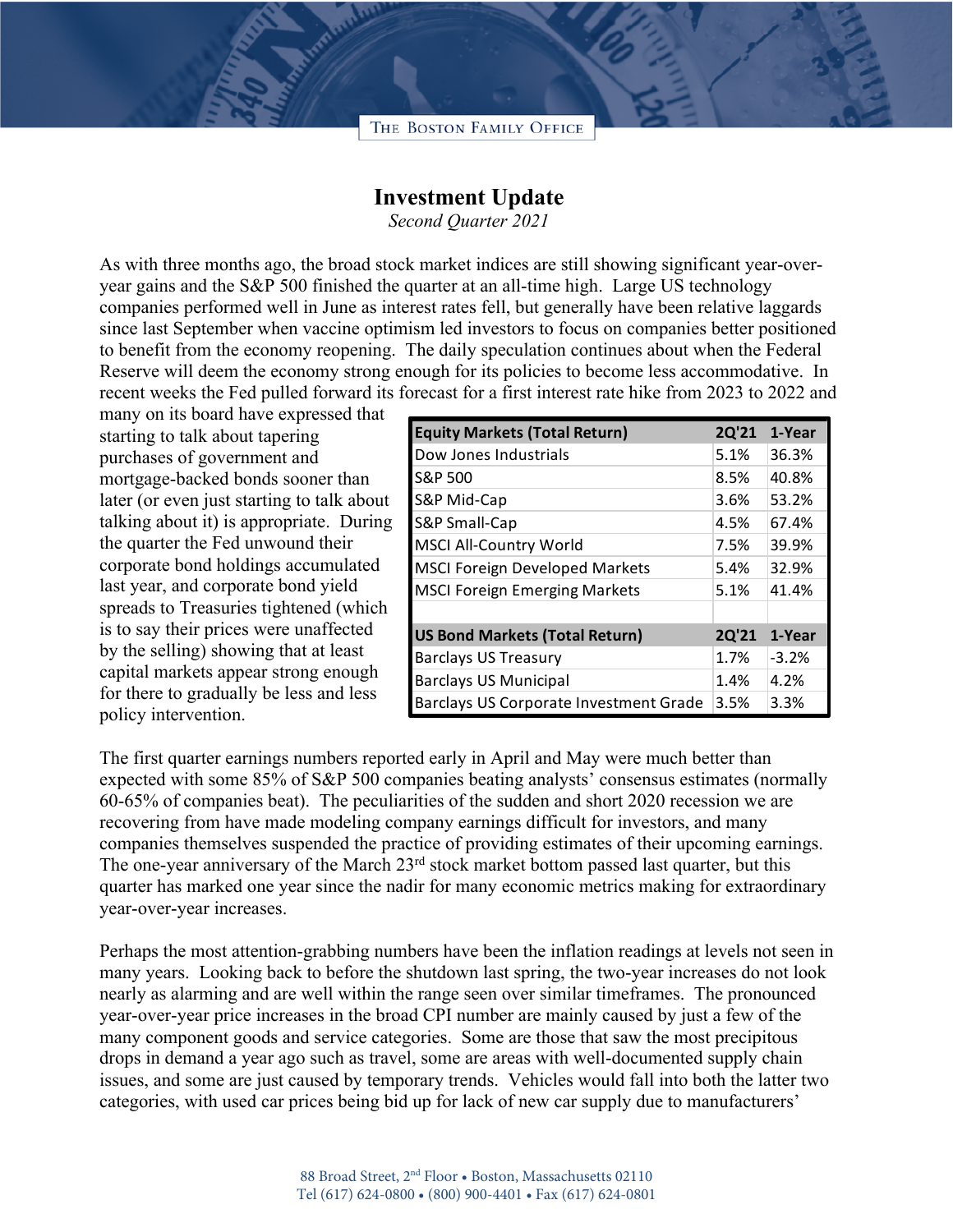# Investment Update

*Second Quarter 2021*

As with three months ago, the broad stock market indices are still showing significant year-over-year gains and the S&P 500 finished the quarter at an all-time high. Large US technology companies performed well in June as interest rates fell, but generally have been relative laggards since last September when vaccine optimism led investors to focus on companies better positioned to benefit from the economy reopening. The daily speculation continues about when the Federal Reserve will deem the economy strong enough for its policies to become less accommodative. In recent weeks the Fed pulled forward its forecast for a first interest rate hike from 2023 to 2022 and many on its board have expressed that starting to talk about tapering purchases of government and mortgage-backed bonds sooner than later (or even just starting to talk about talking about it) is appropriate. During the quarter the Fed unwound their corporate bond holdings accumulated last year, and corporate bond yield spreads to Treasuries tightened (which is to say their prices were unaffected by the selling) showing that at least capital markets appear strong enough for there to gradually be less and less policy intervention.

| Equity Markets (Total Return) | 2Q'21 | 1-Year |
|---|---|---|
| Dow Jones Industrials | 5.1% | 36.3% |
| S&P 500 | 8.5% | 40.8% |
| S&P Mid-Cap | 3.6% | 53.2% |
| S&P Small-Cap | 4.5% | 67.4% |
| MSCI All-Country World | 7.5% | 39.9% |
| MSCI Foreign Developed Markets | 5.4% | 32.9% |
| MSCI Foreign Emerging Markets | 5.1% | 41.4% |
| | | |
| **US Bond Markets (Total Return)** | **2Q'21** | **1-Year** |
| Barclays US Treasury | 1.7% | -3.2% |
| Barclays US Municipal | 1.4% | 4.2% |
| Barclays US Corporate Investment Grade | 3.5% | 3.3% |

The first quarter earnings numbers reported early in April and May were much better than expected with some 85% of S&P 500 companies beating analysts' consensus estimates (normally 60-65% of companies beat). The peculiarities of the sudden and short 2020 recession we are recovering from have made modeling company earnings difficult for investors, and many companies themselves suspended the practice of providing estimates of their upcoming earnings. The one-year anniversary of the March 23rd stock market bottom passed last quarter, but this quarter has marked one year since the nadir for many economic metrics making for extraordinary year-over-year increases.

Perhaps the most attention-grabbing numbers have been the inflation readings at levels not seen in many years. Looking back to before the shutdown last spring, the two-year increases do not look nearly as alarming and are well within the range seen over similar timeframes. The pronounced year-over-year price increases in the broad CPI number are mainly caused by just a few of the many component goods and service categories. Some are those that saw the most precipitous drops in demand a year ago such as travel, some are areas with well-documented supply chain issues, and some are just caused by temporary trends. Vehicles would fall into both the latter two categories, with used car prices being bid up for lack of new car supply due to manufacturers'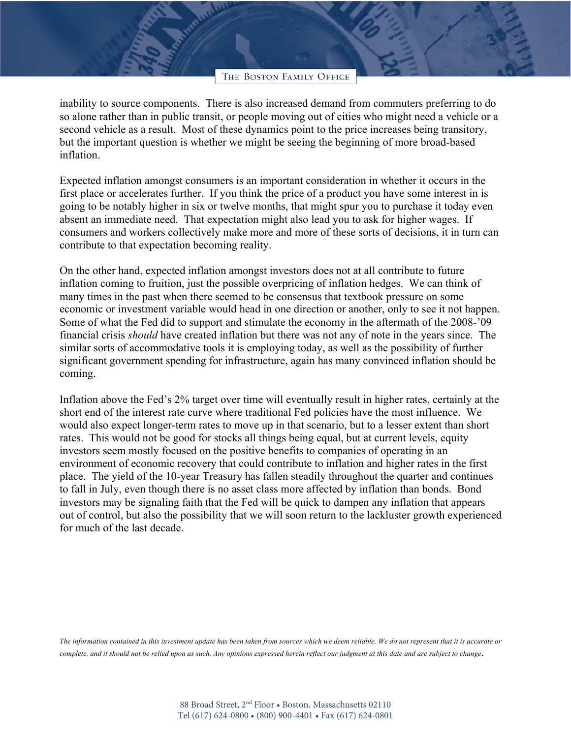inability to source components. There is also increased demand from commuters preferring to do so alone rather than in public transit, or people moving out of cities who might need a vehicle or a second vehicle as a result. Most of these dynamics point to the price increases being transitory, but the important question is whether we might be seeing the beginning of more broad-based inflation.

Expected inflation amongst consumers is an important consideration in whether it occurs in the first place or accelerates further. If you think the price of a product you have some interest in is going to be notably higher in six or twelve months, that might spur you to purchase it today even absent an immediate need. That expectation might also lead you to ask for higher wages. If consumers and workers collectively make more and more of these sorts of decisions, it in turn can contribute to that expectation becoming reality.

On the other hand, expected inflation amongst investors does not at all contribute to future inflation coming to fruition, just the possible overpricing of inflation hedges. We can think of many times in the past when there seemed to be consensus that textbook pressure on some economic or investment variable would head in one direction or another, only to see it not happen. Some of what the Fed did to support and stimulate the economy in the aftermath of the 2008-'09 financial crisis *should* have created inflation but there was not any of note in the years since. The similar sorts of accommodative tools it is employing today, as well as the possibility of further significant government spending for infrastructure, again has many convinced inflation should be coming.

Inflation above the Fed's 2% target over time will eventually result in higher rates, certainly at the short end of the interest rate curve where traditional Fed policies have the most influence. We would also expect longer-term rates to move up in that scenario, but to a lesser extent than short rates. This would not be good for stocks all things being equal, but at current levels, equity investors seem mostly focused on the positive benefits to companies of operating in an environment of economic recovery that could contribute to inflation and higher rates in the first place. The yield of the 10-year Treasury has fallen steadily throughout the quarter and continues to fall in July, even though there is no asset class more affected by inflation than bonds. Bond investors may be signaling faith that the Fed will be quick to dampen any inflation that appears out of control, but also the possibility that we will soon return to the lackluster growth experienced for much of the last decade.

*The information contained in this investment update has been taken from sources which we deem reliable. We do not represent that it is accurate or complete, and it should not be relied upon as such. Any opinions expressed herein reflect our judgment at this date and are subject to change.*